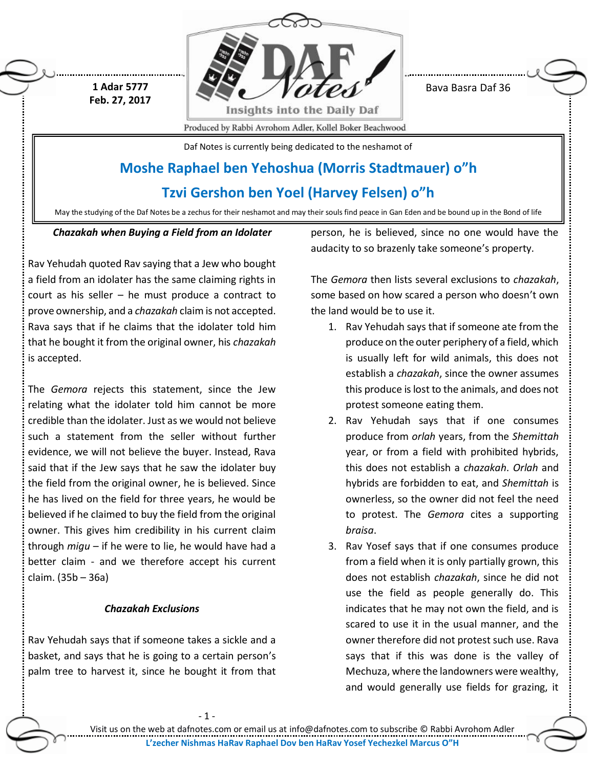1 Adar 5777
Feb. 27, 2017

Bava Basra Daf 36

Daf Notes is currently being dedicated to the neshamot of

## Moshe Raphael ben Yehoshua (Morris Stadtmauer) o"h

## Tzvi Gershon ben Yoel (Harvey Felsen) o"h

May the studying of the Daf Notes be a zechus for their neshamot and may their souls find peace in Gan Eden and be bound up in the Bond of life

### *Chazakah when Buying a Field from an Idolater*

Rav Yehudah quoted Rav saying that a Jew who bought a field from an idolater has the same claiming rights in court as his seller – he must produce a contract to prove ownership, and a *chazakah* claim is not accepted. Rava says that if he claims that the idolater told him that he bought it from the original owner, his *chazakah* is accepted.

The *Gemora* rejects this statement, since the Jew relating what the idolater told him cannot be more credible than the idolater. Just as we would not believe such a statement from the seller without further evidence, we will not believe the buyer. Instead, Rava said that if the Jew says that he saw the idolater buy the field from the original owner, he is believed. Since he has lived on the field for three years, he would be believed if he claimed to buy the field from the original owner. This gives him credibility in his current claim through *migu* – if he were to lie, he would have had a better claim - and we therefore accept his current claim. (35b – 36a)

### *Chazakah Exclusions*

Rav Yehudah says that if someone takes a sickle and a basket, and says that he is going to a certain person's palm tree to harvest it, since he bought it from that person, he is believed, since no one would have the audacity to so brazenly take someone's property.

The *Gemora* then lists several exclusions to *chazakah*, some based on how scared a person who doesn't own the land would be to use it.

1. Rav Yehudah says that if someone ate from the produce on the outer periphery of a field, which is usually left for wild animals, this does not establish a *chazakah*, since the owner assumes this produce is lost to the animals, and does not protest someone eating them.
2. Rav Yehudah says that if one consumes produce from *orlah* years, from the *Shemittah* year, or from a field with prohibited hybrids, this does not establish a *chazakah*. *Orlah* and hybrids are forbidden to eat, and *Shemittah* is ownerless, so the owner did not feel the need to protest. The *Gemora* cites a supporting *braisa*.
3. Rav Yosef says that if one consumes produce from a field when it is only partially grown, this does not establish *chazakah*, since he did not use the field as people generally do. This indicates that he may not own the field, and is scared to use it in the usual manner, and the owner therefore did not protest such use. Rava says that if this was done is the valley of Mechuza, where the landowners were wealthy, and would generally use fields for grazing, it

Visit us on the web at dafnotes.com or email us at info@dafnotes.com to subscribe © Rabbi Avrohom Adler

L'zecher Nishmas HaRav Raphael Dov ben HaRav Yosef Yechezkel Marcus O"H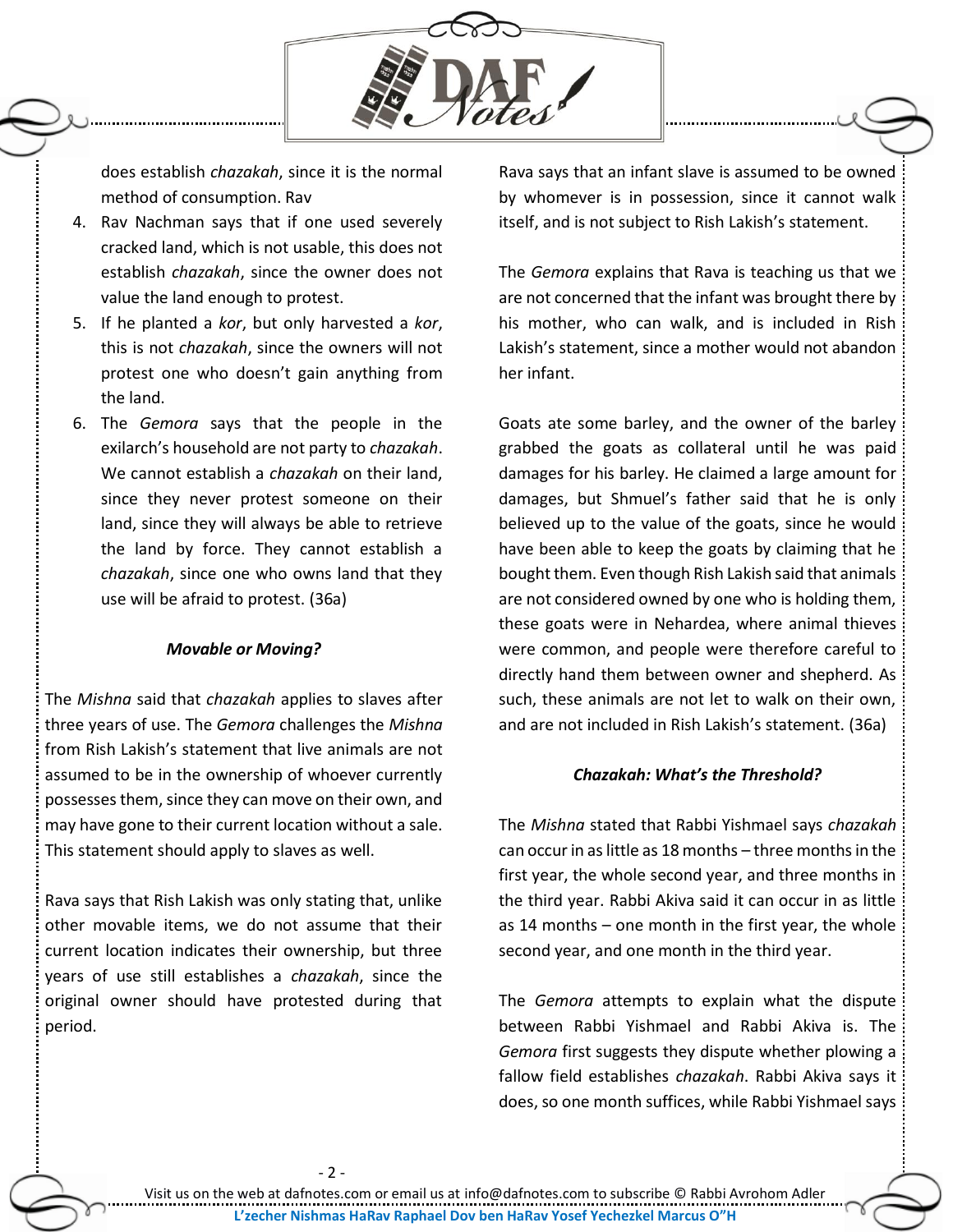does establish *chazakah*, since it is the normal method of consumption. Rav

4. Rav Nachman says that if one used severely cracked land, which is not usable, this does not establish *chazakah*, since the owner does not value the land enough to protest.
5. If he planted a *kor*, but only harvested a *kor*, this is not *chazakah*, since the owners will not protest one who doesn't gain anything from the land.
6. The *Gemora* says that the people in the exilarch's household are not party to *chazakah*. We cannot establish a *chazakah* on their land, since they never protest someone on their land, since they will always be able to retrieve the land by force. They cannot establish a *chazakah*, since one who owns land that they use will be afraid to protest. (36a)

***Movable or Moving?***

The *Mishna* said that *chazakah* applies to slaves after three years of use. The *Gemora* challenges the *Mishna* from Rish Lakish's statement that live animals are not assumed to be in the ownership of whoever currently possesses them, since they can move on their own, and may have gone to their current location without a sale. This statement should apply to slaves as well.

Rava says that Rish Lakish was only stating that, unlike other movable items, we do not assume that their current location indicates their ownership, but three years of use still establishes a *chazakah*, since the original owner should have protested during that period.

Rava says that an infant slave is assumed to be owned by whomever is in possession, since it cannot walk itself, and is not subject to Rish Lakish's statement.

The *Gemora* explains that Rava is teaching us that we are not concerned that the infant was brought there by his mother, who can walk, and is included in Rish Lakish's statement, since a mother would not abandon her infant.

Goats ate some barley, and the owner of the barley grabbed the goats as collateral until he was paid damages for his barley. He claimed a large amount for damages, but Shmuel's father said that he is only believed up to the value of the goats, since he would have been able to keep the goats by claiming that he bought them. Even though Rish Lakish said that animals are not considered owned by one who is holding them, these goats were in Nehardea, where animal thieves were common, and people were therefore careful to directly hand them between owner and shepherd. As such, these animals are not let to walk on their own, and are not included in Rish Lakish's statement. (36a)

***Chazakah: What's the Threshold?***

The *Mishna* stated that Rabbi Yishmael says *chazakah* can occur in as little as 18 months – three months in the first year, the whole second year, and three months in the third year. Rabbi Akiva said it can occur in as little as 14 months – one month in the first year, the whole second year, and one month in the third year.

The *Gemora* attempts to explain what the dispute between Rabbi Yishmael and Rabbi Akiva is. The *Gemora* first suggests they dispute whether plowing a fallow field establishes *chazakah*. Rabbi Akiva says it does, so one month suffices, while Rabbi Yishmael says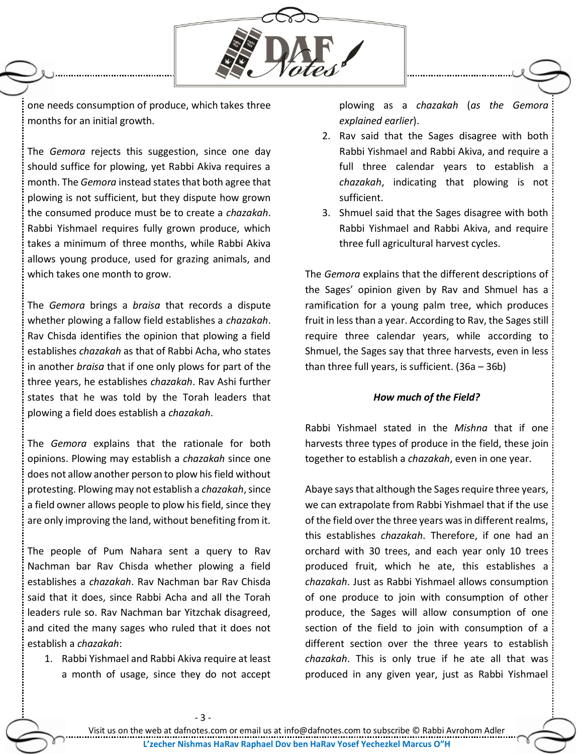one needs consumption of produce, which takes three months for an initial growth.

The *Gemora* rejects this suggestion, since one day should suffice for plowing, yet Rabbi Akiva requires a month. The *Gemora* instead states that both agree that plowing is not sufficient, but they dispute how grown the consumed produce must be to create a *chazakah*. Rabbi Yishmael requires fully grown produce, which takes a minimum of three months, while Rabbi Akiva allows young produce, used for grazing animals, and which takes one month to grow.

The *Gemora* brings a *braisa* that records a dispute whether plowing a fallow field establishes a *chazakah*. Rav Chisda identifies the opinion that plowing a field establishes *chazakah* as that of Rabbi Acha, who states in another *braisa* that if one only plows for part of the three years, he establishes *chazakah*. Rav Ashi further states that he was told by the Torah leaders that plowing a field does establish a *chazakah*.

The *Gemora* explains that the rationale for both opinions. Plowing may establish a *chazakah* since one does not allow another person to plow his field without protesting. Plowing may not establish a *chazakah*, since a field owner allows people to plow his field, since they are only improving the land, without benefiting from it.

The people of Pum Nahara sent a query to Rav Nachman bar Rav Chisda whether plowing a field establishes a *chazakah*. Rav Nachman bar Rav Chisda said that it does, since Rabbi Acha and all the Torah leaders rule so. Rav Nachman bar Yitzchak disagreed, and cited the many sages who ruled that it does not establish a *chazakah*:

1. Rabbi Yishmael and Rabbi Akiva require at least a month of usage, since they do not accept plowing as a *chazakah* (*as the Gemora explained earlier*).
2. Rav said that the Sages disagree with both Rabbi Yishmael and Rabbi Akiva, and require a full three calendar years to establish a *chazakah*, indicating that plowing is not sufficient.
3. Shmuel said that the Sages disagree with both Rabbi Yishmael and Rabbi Akiva, and require three full agricultural harvest cycles.

The *Gemora* explains that the different descriptions of the Sages' opinion given by Rav and Shmuel has a ramification for a young palm tree, which produces fruit in less than a year. According to Rav, the Sages still require three calendar years, while according to Shmuel, the Sages say that three harvests, even in less than three full years, is sufficient. (36a – 36b)

### *How much of the Field?*

Rabbi Yishmael stated in the *Mishna* that if one harvests three types of produce in the field, these join together to establish a *chazakah*, even in one year.

Abaye says that although the Sages require three years, we can extrapolate from Rabbi Yishmael that if the use of the field over the three years was in different realms, this establishes *chazakah*. Therefore, if one had an orchard with 30 trees, and each year only 10 trees produced fruit, which he ate, this establishes a *chazakah*. Just as Rabbi Yishmael allows consumption of one produce to join with consumption of other produce, the Sages will allow consumption of one section of the field to join with consumption of a different section over the three years to establish *chazakah*. This is only true if he ate all that was produced in any given year, just as Rabbi Yishmael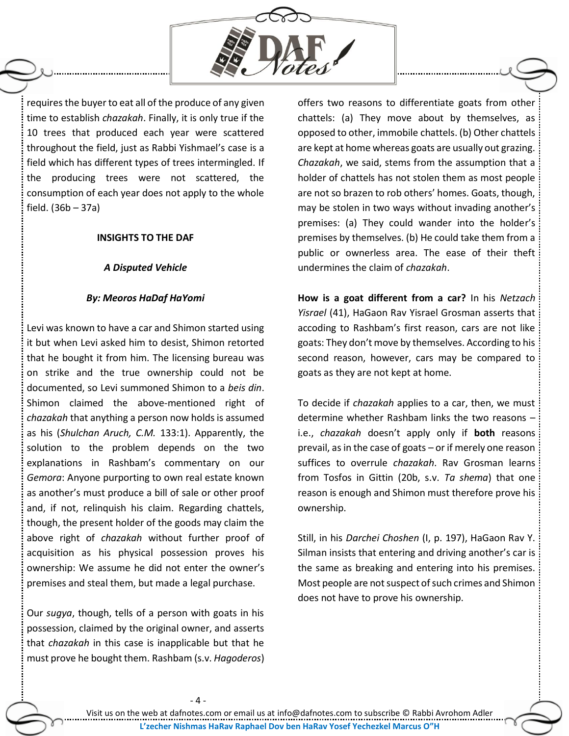requires the buyer to eat all of the produce of any given time to establish *chazakah*. Finally, it is only true if the 10 trees that produced each year were scattered throughout the field, just as Rabbi Yishmael's case is a field which has different types of trees intermingled. If the producing trees were not scattered, the consumption of each year does not apply to the whole field. (36b – 37a)

**INSIGHTS TO THE DAF**

***A Disputed Vehicle***

***By: Meoros HaDaf HaYomi***

Levi was known to have a car and Shimon started using it but when Levi asked him to desist, Shimon retorted that he bought it from him. The licensing bureau was on strike and the true ownership could not be documented, so Levi summoned Shimon to a *beis din*. Shimon claimed the above-mentioned right of *chazakah* that anything a person now holds is assumed as his (*Shulchan Aruch, C.M.* 133:1). Apparently, the solution to the problem depends on the two explanations in Rashbam's commentary on our *Gemora*: Anyone purporting to own real estate known as another's must produce a bill of sale or other proof and, if not, relinquish his claim. Regarding chattels, though, the present holder of the goods may claim the above right of *chazakah* without further proof of acquisition as his physical possession proves his ownership: We assume he did not enter the owner's premises and steal them, but made a legal purchase.

Our *sugya*, though, tells of a person with goats in his possession, claimed by the original owner, and asserts that *chazakah* in this case is inapplicable but that he must prove he bought them. Rashbam (s.v. *Hagoderos*) offers two reasons to differentiate goats from other chattels: (a) They move about by themselves, as opposed to other, immobile chattels. (b) Other chattels are kept at home whereas goats are usually out grazing. *Chazakah*, we said, stems from the assumption that a holder of chattels has not stolen them as most people are not so brazen to rob others' homes. Goats, though, may be stolen in two ways without invading another's premises: (a) They could wander into the holder's premises by themselves. (b) He could take them from a public or ownerless area. The ease of their theft undermines the claim of *chazakah*.

**How is a goat different from a car?** In his *Netzach Yisrael* (41), HaGaon Rav Yisrael Grosman asserts that accoding to Rashbam's first reason, cars are not like goats: They don't move by themselves. According to his second reason, however, cars may be compared to goats as they are not kept at home.

To decide if *chazakah* applies to a car, then, we must determine whether Rashbam links the two reasons – i.e., *chazakah* doesn't apply only if **both** reasons prevail, as in the case of goats – or if merely one reason suffices to overrule *chazakah*. Rav Grosman learns from Tosfos in Gittin (20b, s.v. *Ta shema*) that one reason is enough and Shimon must therefore prove his ownership.

Still, in his *Darchei Choshen* (I, p. 197), HaGaon Rav Y. Silman insists that entering and driving another's car is the same as breaking and entering into his premises. Most people are not suspect of such crimes and Shimon does not have to prove his ownership.